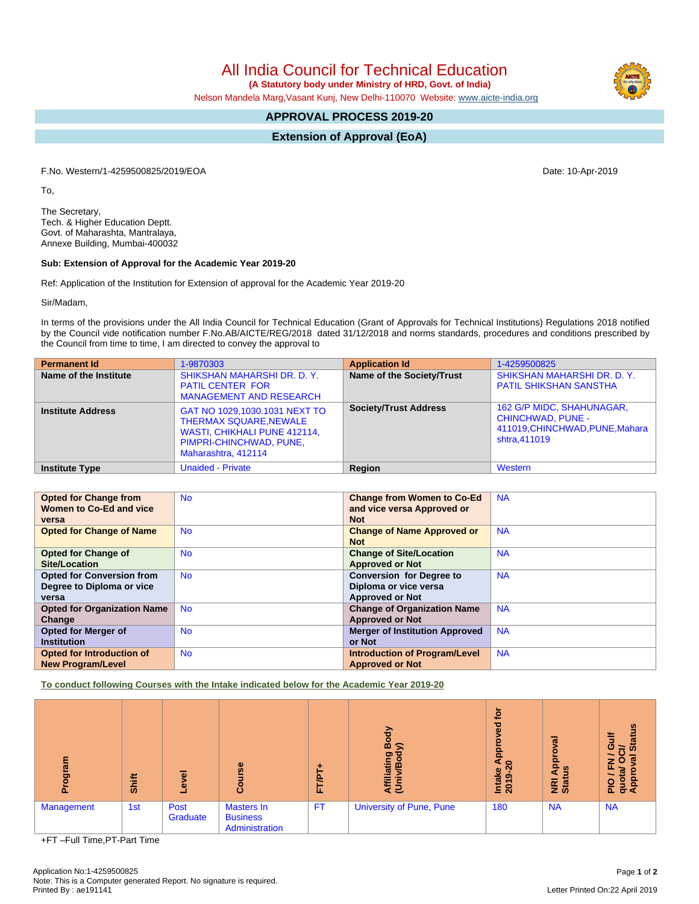# All India Council for Technical Education

**(A Statutory body under Ministry of HRD, Govt. of India)**

Nelson Mandela Marg,Vasant Kunj, New Delhi-110070 Website: www.aicte-india.org

## APPROVAL PROCESS 2019-20

## Extension of Approval (EoA)

F.No. Western/1-4259500825/2019/EOA

Date: 10-Apr-2019

To,

The Secretary,
Tech. & Higher Education Deptt.
Govt. of Maharashta, Mantralaya,
Annexe Building, Mumbai-400032

**Sub: Extension of Approval for the Academic Year 2019-20**

Ref: Application of the Institution for Extension of approval for the Academic Year 2019-20

Sir/Madam,

In terms of the provisions under the All India Council for Technical Education (Grant of Approvals for Technical Institutions) Regulations 2018 notified by the Council vide notification number F.No.AB/AICTE/REG/2018 dated 31/12/2018 and norms standards, procedures and conditions prescribed by the Council from time to time, I am directed to convey the approval to

| Permanent Id | 1-9870303 | Application Id | 1-4259500825 |
|---|---|---|---|
| Name of the Institute | SHIKSHAN MAHARSHI DR. D. Y. PATIL CENTER FOR MANAGEMENT AND RESEARCH | Name of the Society/Trust | SHIKSHAN MAHARSHI DR. D. Y. PATIL SHIKSHAN SANSTHA |
| Institute Address | GAT NO 1029,1030.1031 NEXT TO THERMAX SQUARE,NEWALE WASTI, CHIKHALI PUNE 412114, PIMPRI-CHINCHWAD, PUNE, Maharashtra, 412114 | Society/Trust Address | 162 G/P MIDC, SHAHUNAGAR, CHINCHWAD, PUNE - 411019,CHINCHWAD,PUNE,Maharashtra,411019 |
| Institute Type | Unaided - Private | Region | Western |

| Opted for Change from Women to Co-Ed and vice versa | No | Change from Women to Co-Ed and vice versa Approved or Not | NA |
|---|---|---|---|
| Opted for Change of Name | No | Change of Name Approved or Not | NA |
| Opted for Change of Site/Location | No | Change of Site/Location Approved or Not | NA |
| Opted for Conversion from Degree to Diploma or vice versa | No | Conversion for Degree to Diploma or vice versa Approved or Not | NA |
| Opted for Organization Name Change | No | Change of Organization Name Approved or Not | NA |
| Opted for Merger of Institution | No | Merger of Institution Approved or Not | NA |
| Opted for Introduction of New Program/Level | No | Introduction of Program/Level Approved or Not | NA |

**To conduct following Courses with the Intake indicated below for the Academic Year 2019-20**

| Program | Shift | Level | Course | FT/PT+ | Affiliating Body (Univ/Body) | Intake Approved for 2019-20 | NRI Approval Status | PIO / FN / Gulf quota/ OCI/ Approval Status |
|---|---|---|---|---|---|---|---|---|
| Management | 1st | Post Graduate | Masters In Business Administration | FT | University of Pune, Pune | 180 | NA | NA |

+FT –Full Time,PT-Part Time

Application No:1-4259500825
Note: This is a Computer generated Report. No signature is required.
Printed By : ae191141

Letter Printed On:22 April 2019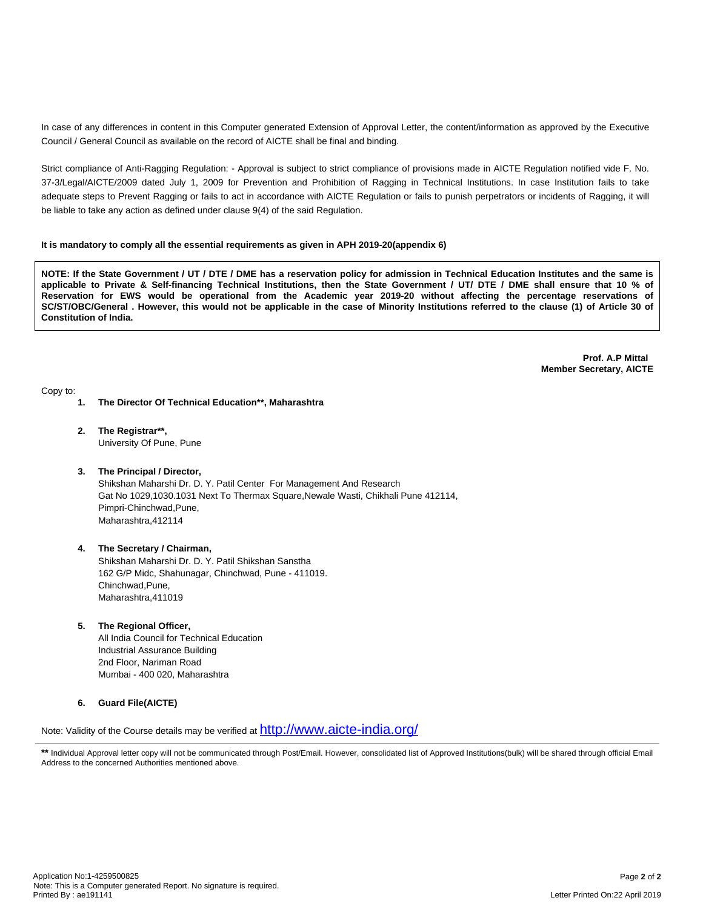In case of any differences in content in this Computer generated Extension of Approval Letter, the content/information as approved by the Executive Council / General Council as available on the record of AICTE shall be final and binding.

Strict compliance of Anti-Ragging Regulation: - Approval is subject to strict compliance of provisions made in AICTE Regulation notified vide F. No. 37-3/Legal/AICTE/2009 dated July 1, 2009 for Prevention and Prohibition of Ragging in Technical Institutions. In case Institution fails to take adequate steps to Prevent Ragging or fails to act in accordance with AICTE Regulation or fails to punish perpetrators or incidents of Ragging, it will be liable to take any action as defined under clause 9(4) of the said Regulation.

**It is mandatory to comply all the essential requirements as given in APH 2019-20(appendix 6)**

**NOTE: If the State Government / UT / DTE / DME has a reservation policy for admission in Technical Education Institutes and the same is applicable to Private & Self-financing Technical Institutions, then the State Government / UT/ DTE / DME shall ensure that 10 % of Reservation for EWS would be operational from the Academic year 2019-20 without affecting the percentage reservations of SC/ST/OBC/General . However, this would not be applicable in the case of Minority Institutions referred to the clause (1) of Article 30 of Constitution of India.**

**Prof. A.P Mittal**
**Member Secretary, AICTE**

Copy to:

1. **The Director Of Technical Education**, Maharashtra**

2. **The Registrar**,**
   University Of Pune, Pune

3. **The Principal / Director,**
   Shikshan Maharshi Dr. D. Y. Patil Center For Management And Research
   Gat No 1029,1030.1031 Next To Thermax Square,Newale Wasti, Chikhali Pune 412114,
   Pimpri-Chinchwad,Pune,
   Maharashtra,412114

4. **The Secretary / Chairman,**
   Shikshan Maharshi Dr. D. Y. Patil Shikshan Sanstha
   162 G/P Midc, Shahunagar, Chinchwad, Pune - 411019.
   Chinchwad,Pune,
   Maharashtra,411019

5. **The Regional Officer,**
   All India Council for Technical Education
   Industrial Assurance Building
   2nd Floor, Nariman Road
   Mumbai - 400 020, Maharashtra

6. **Guard File(AICTE)**

Note: Validity of the Course details may be verified at http://www.aicte-india.org/

**\*\*** Individual Approval letter copy will not be communicated through Post/Email. However, consolidated list of Approved Institutions(bulk) will be shared through official Email Address to the concerned Authorities mentioned above.

Application No:1-4259500825
Note: This is a Computer generated Report. No signature is required.
Printed By : ae191141

Letter Printed On:22 April 2019